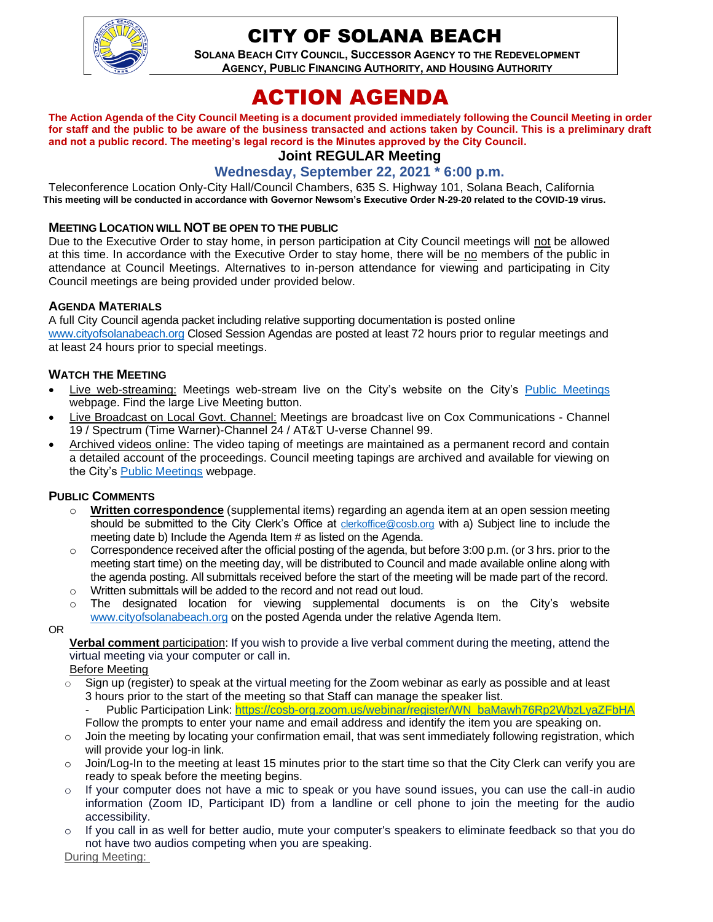# CITY OF SOLANA BEACH

**SOLANA BEACH CITY COUNCIL, SUCCESSOR AGENCY TO THE REDEVELOPMENT AGENCY, PUBLIC FINANCING AUTHORITY, AND HOUSING AUTHORITY**

# ACTION AGENDA

**The Action Agenda of the City Council Meeting is a document provided immediately following the Council Meeting in order for staff and the public to be aware of the business transacted and actions taken by Council. This is a preliminary draft and not a public record. The meeting's legal record is the Minutes approved by the City Council.**

## Joint REGULAR Meeting

### Wednesday, September 22, 2021 * 6:00 p.m.

Teleconference Location Only-City Hall/Council Chambers, 635 S. Highway 101, Solana Beach, California

**This meeting will be conducted in accordance with Governor Newsom's Executive Order N-29-20 related to the COVID-19 virus.**

### MEETING LOCATION WILL NOT BE OPEN TO THE PUBLIC

Due to the Executive Order to stay home, in person participation at City Council meetings will not be allowed at this time. In accordance with the Executive Order to stay home, there will be no members of the public in attendance at Council Meetings. Alternatives to in-person attendance for viewing and participating in City Council meetings are being provided under provided below.

### AGENDA MATERIALS

A full City Council agenda packet including relative supporting documentation is posted online www.cityofsolanabeach.org Closed Session Agendas are posted at least 72 hours prior to regular meetings and at least 24 hours prior to special meetings.

### WATCH THE MEETING

- Live web-streaming: Meetings web-stream live on the City's website on the City's Public Meetings webpage. Find the large Live Meeting button.
- Live Broadcast on Local Govt. Channel: Meetings are broadcast live on Cox Communications - Channel 19 / Spectrum (Time Warner)-Channel 24 / AT&T U-verse Channel 99.
- Archived videos online: The video taping of meetings are maintained as a permanent record and contain a detailed account of the proceedings. Council meeting tapings are archived and available for viewing on the City's Public Meetings webpage.

### PUBLIC COMMENTS

- **Written correspondence** (supplemental items) regarding an agenda item at an open session meeting should be submitted to the City Clerk's Office at clerkoffice@cosb.org with a) Subject line to include the meeting date b) Include the Agenda Item # as listed on the Agenda.
- Correspondence received after the official posting of the agenda, but before 3:00 p.m. (or 3 hrs. prior to the meeting start time) on the meeting day, will be distributed to Council and made available online along with the agenda posting. All submittals received before the start of the meeting will be made part of the record.
- Written submittals will be added to the record and not read out loud.
- The designated location for viewing supplemental documents is on the City's website www.cityofsolanabeach.org on the posted Agenda under the relative Agenda Item.

OR

**Verbal comment** participation: If you wish to provide a live verbal comment during the meeting, attend the virtual meeting via your computer or call in.

Before Meeting

- Sign up (register) to speak at the virtual meeting for the Zoom webinar as early as possible and at least 3 hours prior to the start of the meeting so that Staff can manage the speaker list.
  - Public Participation Link: https://cosb-org.zoom.us/webinar/register/WN_baMawh76Rp2WbzLyaZFbHA

  Follow the prompts to enter your name and email address and identify the item you are speaking on.
- Join the meeting by locating your confirmation email, that was sent immediately following registration, which will provide your log-in link.
- Join/Log-In to the meeting at least 15 minutes prior to the start time so that the City Clerk can verify you are ready to speak before the meeting begins.
- If your computer does not have a mic to speak or you have sound issues, you can use the call-in audio information (Zoom ID, Participant ID) from a landline or cell phone to join the meeting for the audio accessibility.
- If you call in as well for better audio, mute your computer's speakers to eliminate feedback so that you do not have two audios competing when you are speaking.

During Meeting: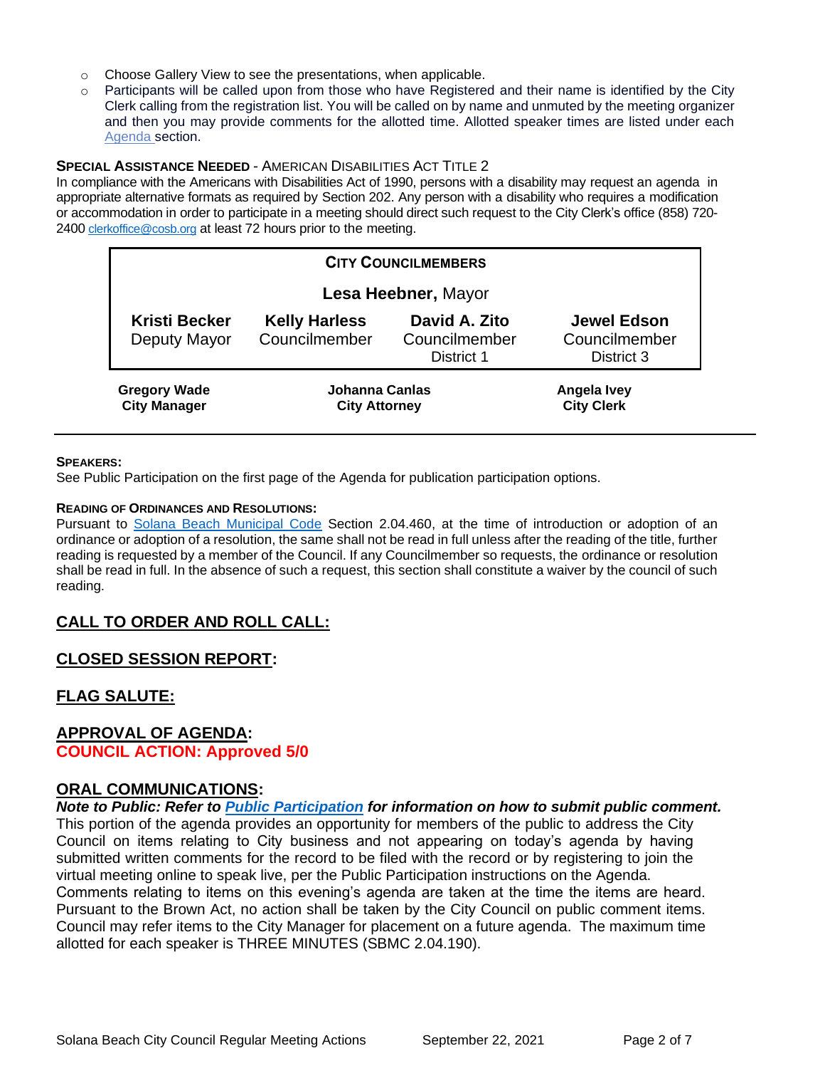- Choose Gallery View to see the presentations, when applicable.
- Participants will be called upon from those who have Registered and their name is identified by the City Clerk calling from the registration list. You will be called on by name and unmuted by the meeting organizer and then you may provide comments for the allotted time. Allotted speaker times are listed under each Agenda section.

**SPECIAL ASSISTANCE NEEDED** - AMERICAN DISABILITIES ACT TITLE 2

In compliance with the Americans with Disabilities Act of 1990, persons with a disability may request an agenda in appropriate alternative formats as required by Section 202. Any person with a disability who requires a modification or accommodation in order to participate in a meeting should direct such request to the City Clerk's office (858) 720-2400 clerkoffice@cosb.org at least 72 hours prior to the meeting.

| **CITY COUNCILMEMBERS** | | | |
|---|---|---|---|
| **Lesa Heebner**, Mayor | | | |
| **Kristi Becker** Deputy Mayor | **Kelly Harless** Councilmember | **David A. Zito** Councilmember District 1 | **Jewel Edson** Councilmember District 3 |

| **Gregory Wade** City Manager | **Johanna Canlas** City Attorney | **Angela Ivey** City Clerk |
|---|---|---|

**SPEAKERS:**

See Public Participation on the first page of the Agenda for publication participation options.

**READING OF ORDINANCES AND RESOLUTIONS:**

Pursuant to Solana Beach Municipal Code Section 2.04.460, at the time of introduction or adoption of an ordinance or adoption of a resolution, the same shall not be read in full unless after the reading of the title, further reading is requested by a member of the Council. If any Councilmember so requests, the ordinance or resolution shall be read in full. In the absence of such a request, this section shall constitute a waiver by the council of such reading.

## CALL TO ORDER AND ROLL CALL:

## CLOSED SESSION REPORT:

## FLAG SALUTE:

## APPROVAL OF AGENDA:

**COUNCIL ACTION: Approved 5/0**

## ORAL COMMUNICATIONS:

***Note to Public: Refer to Public Participation for information on how to submit public comment.***

This portion of the agenda provides an opportunity for members of the public to address the City Council on items relating to City business and not appearing on today's agenda by having submitted written comments for the record to be filed with the record or by registering to join the virtual meeting online to speak live, per the Public Participation instructions on the Agenda.

Comments relating to items on this evening's agenda are taken at the time the items are heard. Pursuant to the Brown Act, no action shall be taken by the City Council on public comment items. Council may refer items to the City Manager for placement on a future agenda. The maximum time allotted for each speaker is THREE MINUTES (SBMC 2.04.190).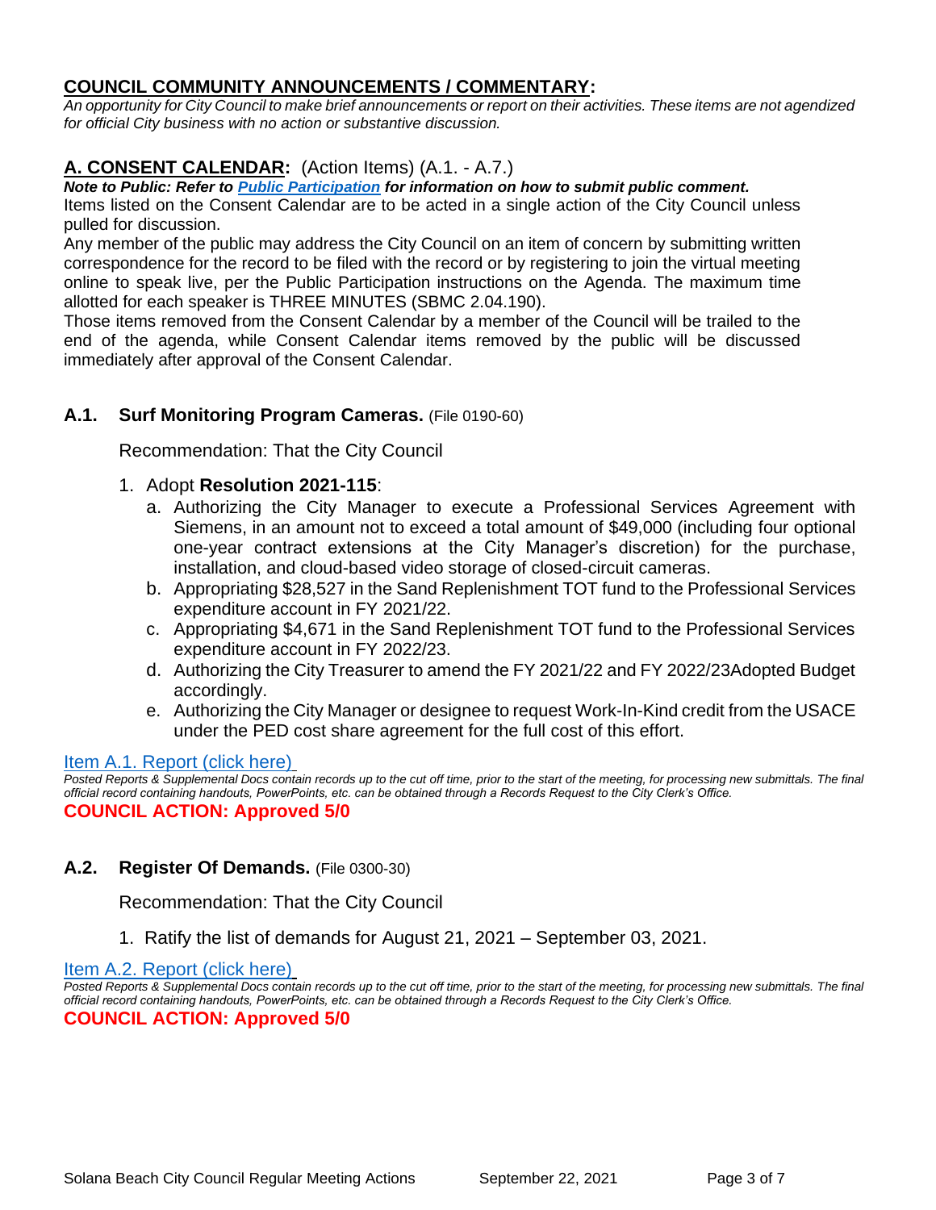## COUNCIL COMMUNITY ANNOUNCEMENTS / COMMENTARY:

*An opportunity for City Council to make brief announcements or report on their activities. These items are not agendized for official City business with no action or substantive discussion.*

## A. CONSENT CALENDAR: (Action Items) (A.1. - A.7.)

***Note to Public: Refer to Public Participation for information on how to submit public comment.***

Items listed on the Consent Calendar are to be acted in a single action of the City Council unless pulled for discussion.

Any member of the public may address the City Council on an item of concern by submitting written correspondence for the record to be filed with the record or by registering to join the virtual meeting online to speak live, per the Public Participation instructions on the Agenda. The maximum time allotted for each speaker is THREE MINUTES (SBMC 2.04.190).

Those items removed from the Consent Calendar by a member of the Council will be trailed to the end of the agenda, while Consent Calendar items removed by the public will be discussed immediately after approval of the Consent Calendar.

### A.1. Surf Monitoring Program Cameras. (File 0190-60)

Recommendation: That the City Council

1. Adopt **Resolution 2021-115**:
   a. Authorizing the City Manager to execute a Professional Services Agreement with Siemens, in an amount not to exceed a total amount of $49,000 (including four optional one-year contract extensions at the City Manager's discretion) for the purchase, installation, and cloud-based video storage of closed-circuit cameras.
   b. Appropriating $28,527 in the Sand Replenishment TOT fund to the Professional Services expenditure account in FY 2021/22.
   c. Appropriating $4,671 in the Sand Replenishment TOT fund to the Professional Services expenditure account in FY 2022/23.
   d. Authorizing the City Treasurer to amend the FY 2021/22 and FY 2022/23Adopted Budget accordingly.
   e. Authorizing the City Manager or designee to request Work-In-Kind credit from the USACE under the PED cost share agreement for the full cost of this effort.

Item A.1. Report (click here)

*Posted Reports & Supplemental Docs contain records up to the cut off time, prior to the start of the meeting, for processing new submittals. The final official record containing handouts, PowerPoints, etc. can be obtained through a Records Request to the City Clerk's Office.*

**COUNCIL ACTION: Approved 5/0**

### A.2. Register Of Demands. (File 0300-30)

Recommendation: That the City Council

1. Ratify the list of demands for August 21, 2021 – September 03, 2021.

Item A.2. Report (click here)

*Posted Reports & Supplemental Docs contain records up to the cut off time, prior to the start of the meeting, for processing new submittals. The final official record containing handouts, PowerPoints, etc. can be obtained through a Records Request to the City Clerk's Office.*

**COUNCIL ACTION: Approved 5/0**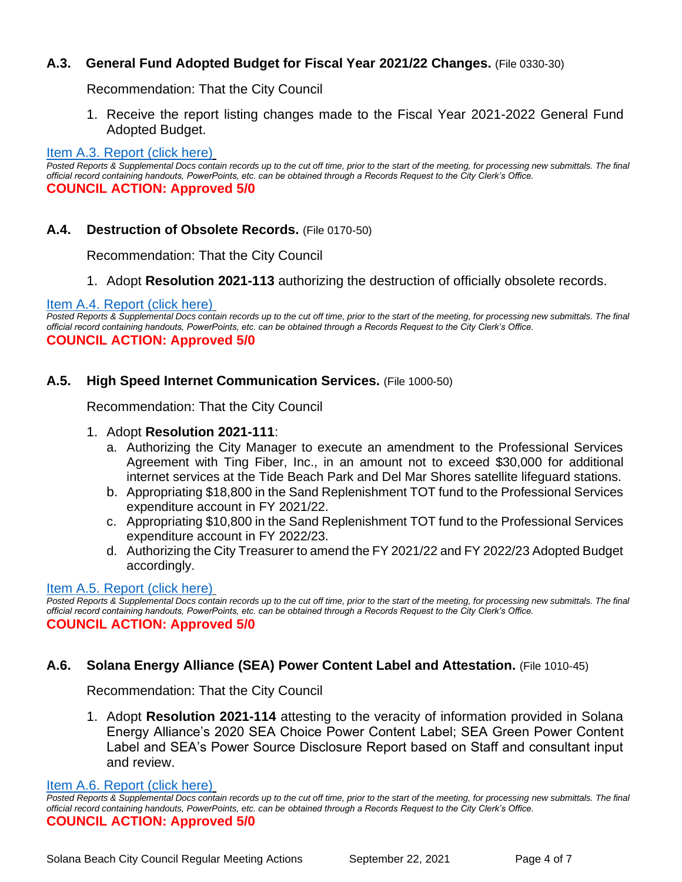### A.3. General Fund Adopted Budget for Fiscal Year 2021/22 Changes. (File 0330-30)

Recommendation: That the City Council

1. Receive the report listing changes made to the Fiscal Year 2021-2022 General Fund Adopted Budget.

Item A.3. Report (click here)

*Posted Reports & Supplemental Docs contain records up to the cut off time, prior to the start of the meeting, for processing new submittals. The final official record containing handouts, PowerPoints, etc. can be obtained through a Records Request to the City Clerk's Office.*

**COUNCIL ACTION: Approved 5/0**

### A.4. Destruction of Obsolete Records. (File 0170-50)

Recommendation: That the City Council

1. Adopt **Resolution 2021-113** authorizing the destruction of officially obsolete records.

Item A.4. Report (click here)

*Posted Reports & Supplemental Docs contain records up to the cut off time, prior to the start of the meeting, for processing new submittals. The final official record containing handouts, PowerPoints, etc. can be obtained through a Records Request to the City Clerk's Office.*

**COUNCIL ACTION: Approved 5/0**

### A.5. High Speed Internet Communication Services. (File 1000-50)

Recommendation: That the City Council

1. Adopt **Resolution 2021-111**:
   a. Authorizing the City Manager to execute an amendment to the Professional Services Agreement with Ting Fiber, Inc., in an amount not to exceed $30,000 for additional internet services at the Tide Beach Park and Del Mar Shores satellite lifeguard stations.
   b. Appropriating $18,800 in the Sand Replenishment TOT fund to the Professional Services expenditure account in FY 2021/22.
   c. Appropriating $10,800 in the Sand Replenishment TOT fund to the Professional Services expenditure account in FY 2022/23.
   d. Authorizing the City Treasurer to amend the FY 2021/22 and FY 2022/23 Adopted Budget accordingly.

Item A.5. Report (click here)

*Posted Reports & Supplemental Docs contain records up to the cut off time, prior to the start of the meeting, for processing new submittals. The final official record containing handouts, PowerPoints, etc. can be obtained through a Records Request to the City Clerk's Office.*

**COUNCIL ACTION: Approved 5/0**

### A.6. Solana Energy Alliance (SEA) Power Content Label and Attestation. (File 1010-45)

Recommendation: That the City Council

1. Adopt **Resolution 2021-114** attesting to the veracity of information provided in Solana Energy Alliance's 2020 SEA Choice Power Content Label; SEA Green Power Content Label and SEA's Power Source Disclosure Report based on Staff and consultant input and review.

Item A.6. Report (click here)

*Posted Reports & Supplemental Docs contain records up to the cut off time, prior to the start of the meeting, for processing new submittals. The final official record containing handouts, PowerPoints, etc. can be obtained through a Records Request to the City Clerk's Office.*

**COUNCIL ACTION: Approved 5/0**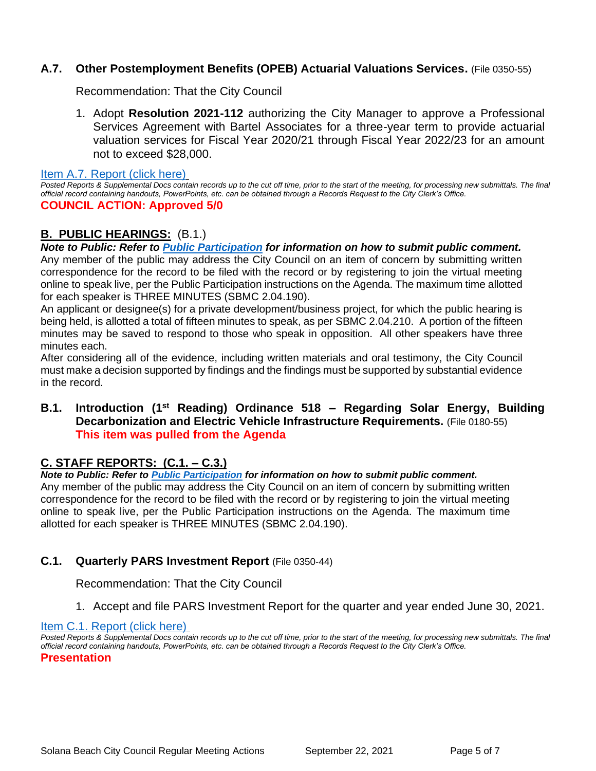### A.7. Other Postemployment Benefits (OPEB) Actuarial Valuations Services. (File 0350-55)

Recommendation: That the City Council

1. Adopt **Resolution 2021-112** authorizing the City Manager to approve a Professional Services Agreement with Bartel Associates for a three-year term to provide actuarial valuation services for Fiscal Year 2020/21 through Fiscal Year 2022/23 for an amount not to exceed $28,000.

Item A.7. Report (click here)

*Posted Reports & Supplemental Docs contain records up to the cut off time, prior to the start of the meeting, for processing new submittals. The final official record containing handouts, PowerPoints, etc. can be obtained through a Records Request to the City Clerk's Office.*

**COUNCIL ACTION: Approved 5/0**

## B. PUBLIC HEARINGS: (B.1.)

***Note to Public: Refer to Public Participation for information on how to submit public comment.***

Any member of the public may address the City Council on an item of concern by submitting written correspondence for the record to be filed with the record or by registering to join the virtual meeting online to speak live, per the Public Participation instructions on the Agenda. The maximum time allotted for each speaker is THREE MINUTES (SBMC 2.04.190).

An applicant or designee(s) for a private development/business project, for which the public hearing is being held, is allotted a total of fifteen minutes to speak, as per SBMC 2.04.210. A portion of the fifteen minutes may be saved to respond to those who speak in opposition. All other speakers have three minutes each.

After considering all of the evidence, including written materials and oral testimony, the City Council must make a decision supported by findings and the findings must be supported by substantial evidence in the record.

### B.1. Introduction (1st Reading) Ordinance 518 – Regarding Solar Energy, Building Decarbonization and Electric Vehicle Infrastructure Requirements. (File 0180-55)

**This item was pulled from the Agenda**

## C. STAFF REPORTS: (C.1. – C.3.)

***Note to Public: Refer to Public Participation for information on how to submit public comment.***

Any member of the public may address the City Council on an item of concern by submitting written correspondence for the record to be filed with the record or by registering to join the virtual meeting online to speak live, per the Public Participation instructions on the Agenda. The maximum time allotted for each speaker is THREE MINUTES (SBMC 2.04.190).

### C.1. Quarterly PARS Investment Report (File 0350-44)

Recommendation: That the City Council

1. Accept and file PARS Investment Report for the quarter and year ended June 30, 2021.

Item C.1. Report (click here)

*Posted Reports & Supplemental Docs contain records up to the cut off time, prior to the start of the meeting, for processing new submittals. The final official record containing handouts, PowerPoints, etc. can be obtained through a Records Request to the City Clerk's Office.*

**Presentation**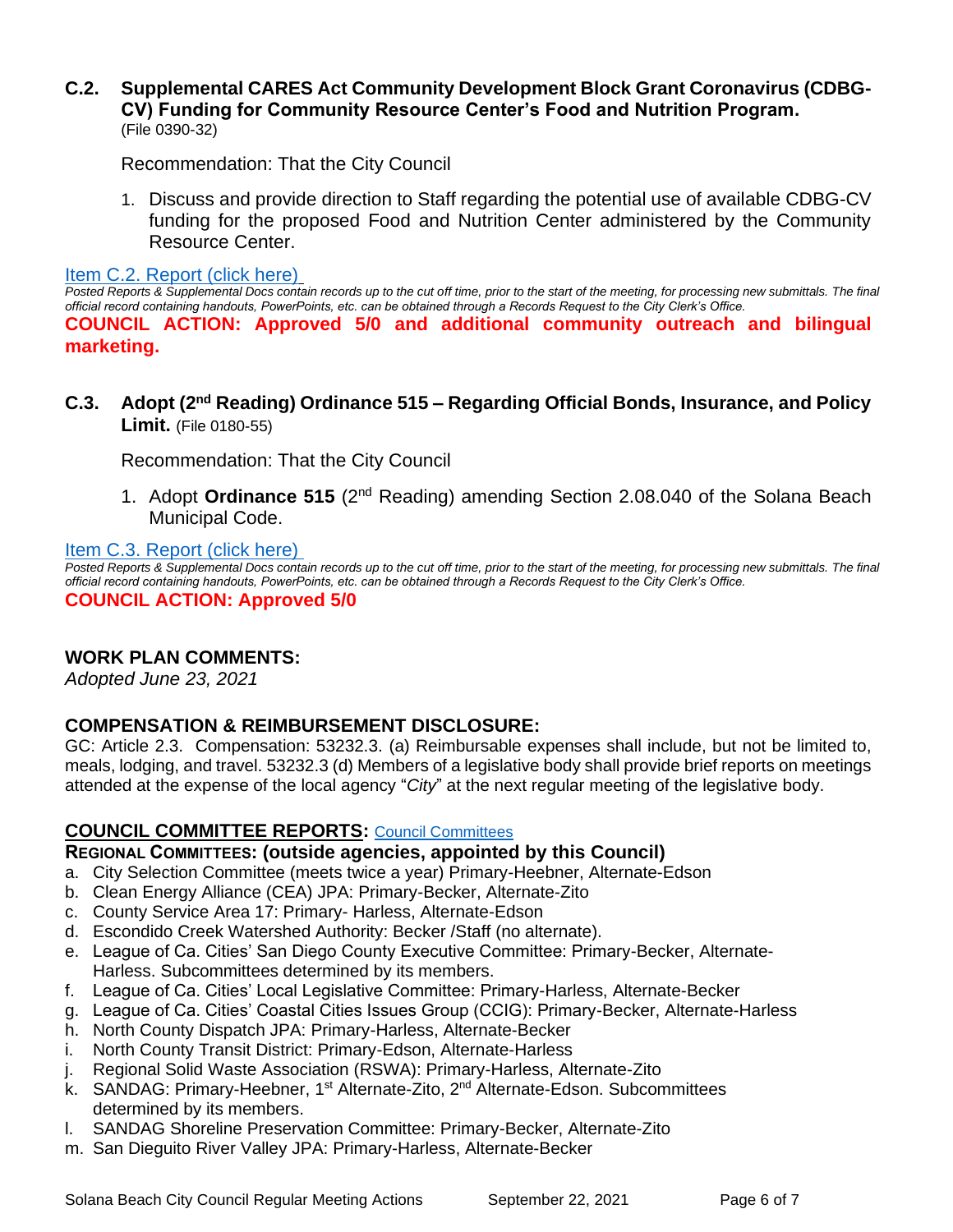**C.2. Supplemental CARES Act Community Development Block Grant Coronavirus (CDBG-CV) Funding for Community Resource Center's Food and Nutrition Program.** (File 0390-32)

Recommendation: That the City Council

1. Discuss and provide direction to Staff regarding the potential use of available CDBG-CV funding for the proposed Food and Nutrition Center administered by the Community Resource Center.

Item C.2. Report (click here)

*Posted Reports & Supplemental Docs contain records up to the cut off time, prior to the start of the meeting, for processing new submittals. The final official record containing handouts, PowerPoints, etc. can be obtained through a Records Request to the City Clerk's Office.*

**COUNCIL ACTION: Approved 5/0 and additional community outreach and bilingual marketing.**

**C.3. Adopt (2nd Reading) Ordinance 515 – Regarding Official Bonds, Insurance, and Policy Limit.** (File 0180-55)

Recommendation: That the City Council

1. Adopt **Ordinance 515** (2nd Reading) amending Section 2.08.040 of the Solana Beach Municipal Code.

Item C.3. Report (click here)

*Posted Reports & Supplemental Docs contain records up to the cut off time, prior to the start of the meeting, for processing new submittals. The final official record containing handouts, PowerPoints, etc. can be obtained through a Records Request to the City Clerk's Office.*

**COUNCIL ACTION: Approved 5/0**

## WORK PLAN COMMENTS:

*Adopted June 23, 2021*

## COMPENSATION & REIMBURSEMENT DISCLOSURE:

GC: Article 2.3. Compensation: 53232.3. (a) Reimbursable expenses shall include, but not be limited to, meals, lodging, and travel. 53232.3 (d) Members of a legislative body shall provide brief reports on meetings attended at the expense of the local agency "*City*" at the next regular meeting of the legislative body.

## COUNCIL COMMITTEE REPORTS: Council Committees

**REGIONAL COMMITTEES: (outside agencies, appointed by this Council)**

a. City Selection Committee (meets twice a year) Primary-Heebner, Alternate-Edson
b. Clean Energy Alliance (CEA) JPA: Primary-Becker, Alternate-Zito
c. County Service Area 17: Primary- Harless, Alternate-Edson
d. Escondido Creek Watershed Authority: Becker /Staff (no alternate).
e. League of Ca. Cities' San Diego County Executive Committee: Primary-Becker, Alternate-Harless. Subcommittees determined by its members.
f. League of Ca. Cities' Local Legislative Committee: Primary-Harless, Alternate-Becker
g. League of Ca. Cities' Coastal Cities Issues Group (CCIG): Primary-Becker, Alternate-Harless
h. North County Dispatch JPA: Primary-Harless, Alternate-Becker
i. North County Transit District: Primary-Edson, Alternate-Harless
j. Regional Solid Waste Association (RSWA): Primary-Harless, Alternate-Zito
k. SANDAG: Primary-Heebner, 1st Alternate-Zito, 2nd Alternate-Edson. Subcommittees determined by its members.
l. SANDAG Shoreline Preservation Committee: Primary-Becker, Alternate-Zito
m. San Dieguito River Valley JPA: Primary-Harless, Alternate-Becker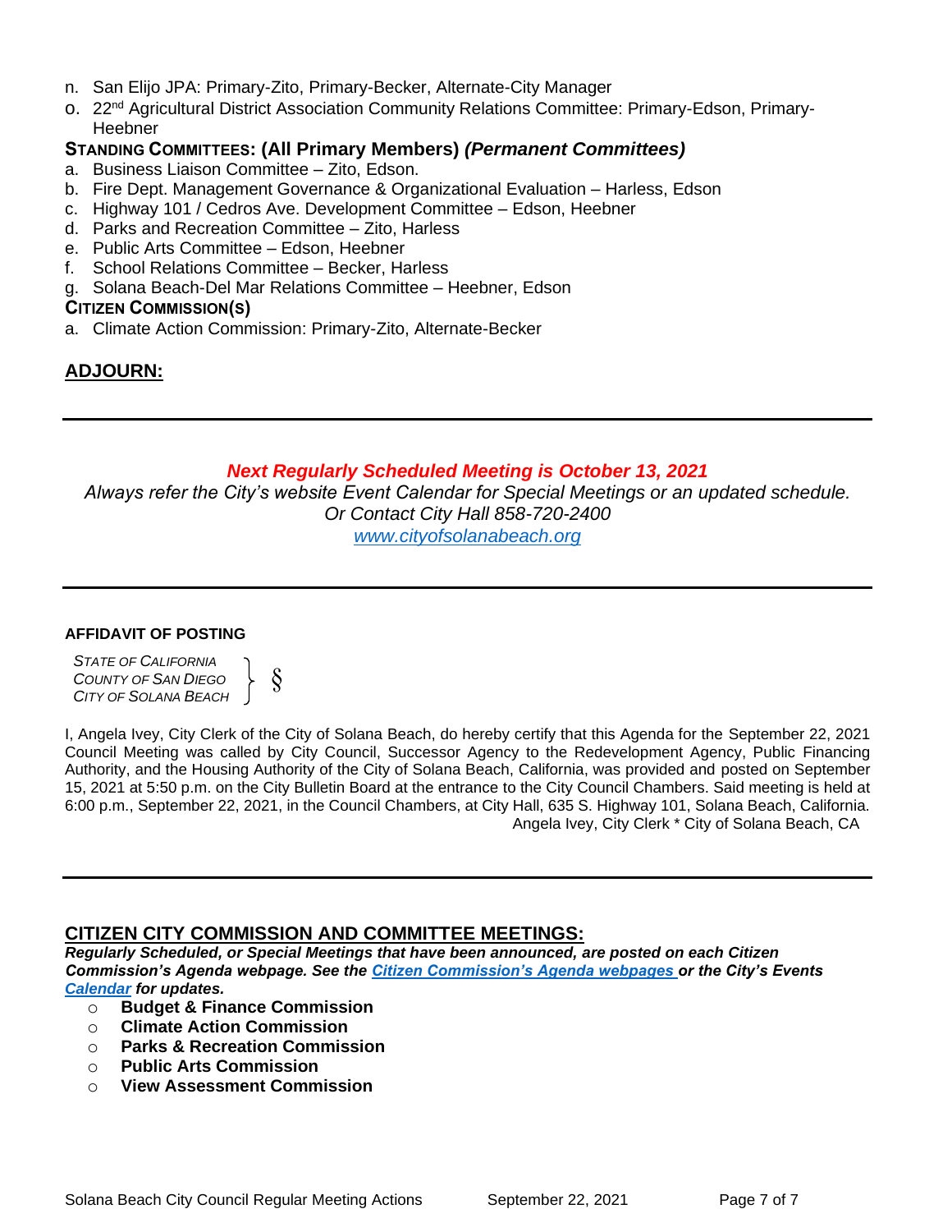n. San Elijo JPA: Primary-Zito, Primary-Becker, Alternate-City Manager
o. 22nd Agricultural District Association Community Relations Committee: Primary-Edson, Primary-Heebner

**STANDING COMMITTEES: (All Primary Members)** ***(Permanent Committees)***

a. Business Liaison Committee – Zito, Edson.
b. Fire Dept. Management Governance & Organizational Evaluation – Harless, Edson
c. Highway 101 / Cedros Ave. Development Committee – Edson, Heebner
d. Parks and Recreation Committee – Zito, Harless
e. Public Arts Committee – Edson, Heebner
f. School Relations Committee – Becker, Harless
g. Solana Beach-Del Mar Relations Committee – Heebner, Edson

**CITIZEN COMMISSION(S)**

a. Climate Action Commission: Primary-Zito, Alternate-Becker

## ADJOURN:

---

***Next Regularly Scheduled Meeting is October 13, 2021***

*Always refer the City's website Event Calendar for Special Meetings or an updated schedule.*
*Or Contact City Hall 858-720-2400*
*www.cityofsolanabeach.org*

---

**AFFIDAVIT OF POSTING**

*STATE OF CALIFORNIA*
*COUNTY OF SAN DIEGO* §
*CITY OF SOLANA BEACH*

I, Angela Ivey, City Clerk of the City of Solana Beach, do hereby certify that this Agenda for the September 22, 2021 Council Meeting was called by City Council, Successor Agency to the Redevelopment Agency, Public Financing Authority, and the Housing Authority of the City of Solana Beach, California, was provided and posted on September 15, 2021 at 5:50 p.m. on the City Bulletin Board at the entrance to the City Council Chambers. Said meeting is held at 6:00 p.m., September 22, 2021, in the Council Chambers, at City Hall, 635 S. Highway 101, Solana Beach, California.

Angela Ivey, City Clerk * City of Solana Beach, CA

---

## CITIZEN CITY COMMISSION AND COMMITTEE MEETINGS:

***Regularly Scheduled, or Special Meetings that have been announced, are posted on each Citizen Commission's Agenda webpage. See the Citizen Commission's Agenda webpages or the City's Events Calendar for updates.***

- **Budget & Finance Commission**
- **Climate Action Commission**
- **Parks & Recreation Commission**
- **Public Arts Commission**
- **View Assessment Commission**